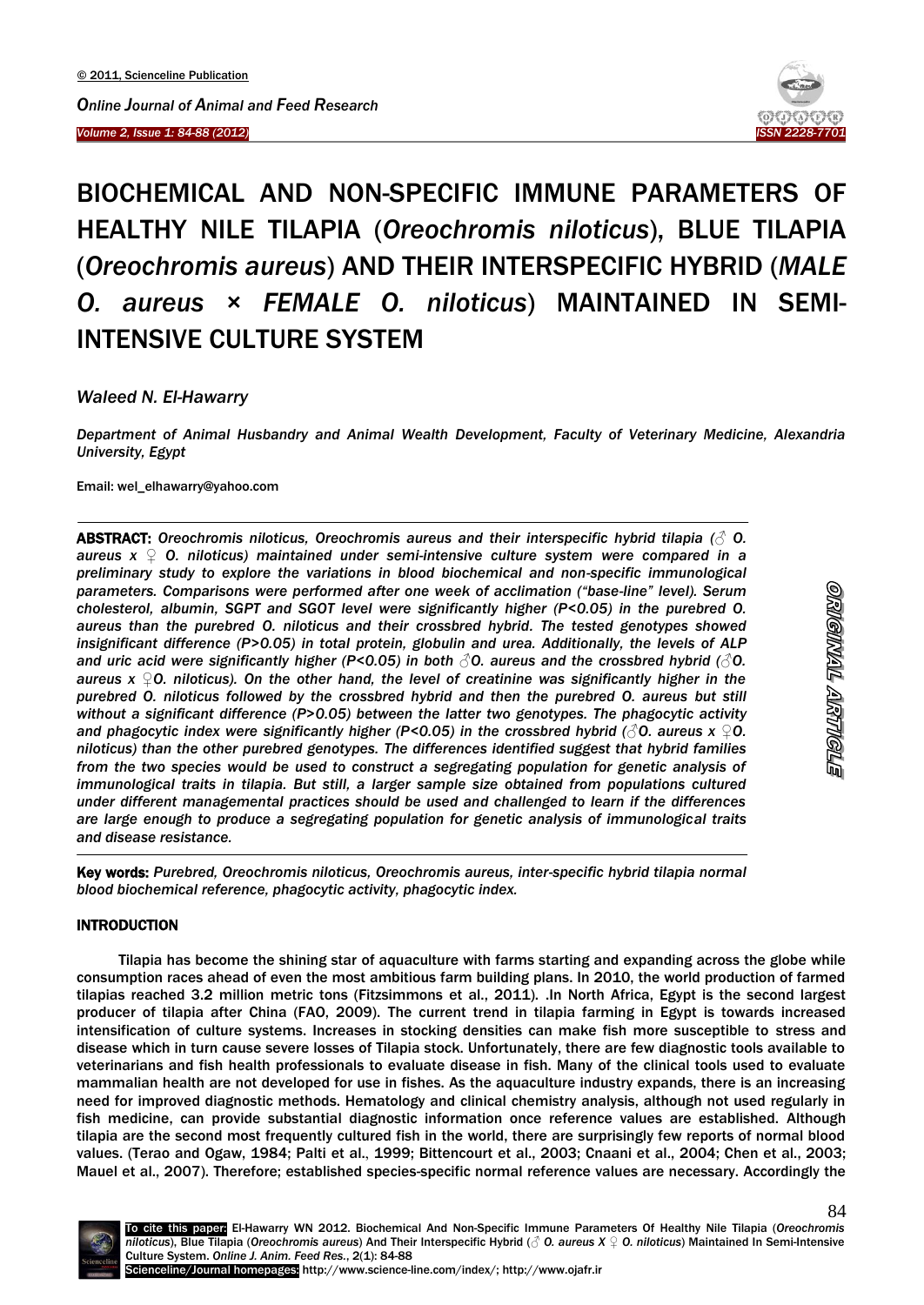# BIOCHEMICAL AND NON-SPECIFIC IMMUNE PARAMETERS OF HEALTHY NILE TILAPIA (*Oreochromis niloticus*), BLUE TILAPIA (*Oreochromis aureus*) AND THEIR INTERSPECIFIC HYBRID (*MALE O. aureus × FEMALE O. niloticus*) MAINTAINED IN SEMI-INTENSIVE CULTURE SYSTEM

*Waleed N. El-Hawarry*

*Department of Animal Husbandry and Animal Wealth Development, Faculty of Veterinary Medicine, Alexandria University, Egypt*

Email: wel_elhawarry@yahoo.com

**ABSTRACT:** *Oreochromis niloticus, Oreochromis aureus and their interspecific hybrid tilapia (♂ O. aureus x ♀ O. niloticus) maintained under semi-intensive culture system were compared in a preliminary study to explore the variations in blood biochemical and non-specific immunological parameters. Comparisons were performed after one week of acclimation ("base-line" level). Serum cholesterol, albumin, SGPT and SGOT level were significantly higher (P<0.05) in the purebred O. aureus than the purebred O. niloticus and their crossbred hybrid. The tested genotypes showed insignificant difference (P>0.05) in total protein, globulin and urea. Additionally, the levels of ALP and uric acid were significantly higher (P<0.05) in both ♂O. aureus and the crossbred hybrid (♂O. aureus x ♀O. niloticus). On the other hand, the level of creatinine was significantly higher in the purebred O. niloticus followed by the crossbred hybrid and then the purebred O. aureus but still without a significant difference (P>0.05) between the latter two genotypes. The phagocytic activity and phagocytic index were significantly higher (P<0.05) in the crossbred hybrid (♂O. aureus x ♀O. niloticus) than the other purebred genotypes. The differences identified suggest that hybrid families from the two species would be used to construct a segregating population for genetic analysis of immunological traits in tilapia. But still, a larger sample size obtained from populations cultured under different managemental practices should be used and challenged to learn if the differences are large enough to produce a segregating population for genetic analysis of immunological traits and disease resistance.*

**Key words:** *Purebred, Oreochromis niloticus, Oreochromis aureus, inter-specific hybrid tilapia normal blood biochemical reference, phagocytic activity, phagocytic index.*

ORIGINAL ARTICLE

## INTRODUCTION

Tilapia has become the shining star of aquaculture with farms starting and expanding across the globe while consumption races ahead of even the most ambitious farm building plans. In 2010, the world production of farmed tilapias reached 3.2 million metric tons (Fitzsimmons et al., 2011). .In North Africa, Egypt is the second largest producer of tilapia after China (FAO, 2009). The current trend in tilapia farming in Egypt is towards increased intensification of culture systems. Increases in stocking densities can make fish more susceptible to stress and disease which in turn cause severe losses of Tilapia stock. Unfortunately, there are few diagnostic tools available to veterinarians and fish health professionals to evaluate disease in fish. Many of the clinical tools used to evaluate mammalian health are not developed for use in fishes. As the aquaculture industry expands, there is an increasing need for improved diagnostic methods. Hematology and clinical chemistry analysis, although not used regularly in fish medicine, can provide substantial diagnostic information once reference values are established. Although tilapia are the second most frequently cultured fish in the world, there are surprisingly few reports of normal blood values. (Terao and Ogaw, 1984; Palti et al., 1999; Bittencourt et al., 2003; Cnaani et al., 2004; Chen et al., 2003; Mauel et al., 2007). Therefore; established species-specific normal reference values are necessary. Accordingly the

To cite this paper: El-Hawarry WN 2012. Biochemical And Non-Specific Immune Parameters Of Healthy Nile Tilapia (*Oreochromis niloticus*), Blue Tilapia (*Oreochromis aureus*) And Their Interspecific Hybrid (♂ *O. aureus X* ♀ *O. niloticus*) Maintained In Semi-Intensive Culture System. *Online J. Anim. Feed Res.*, 2(1): 84-88

Scienceline/Journal homepages: http://www.science-line.com/index/; http://www.ojafr.ir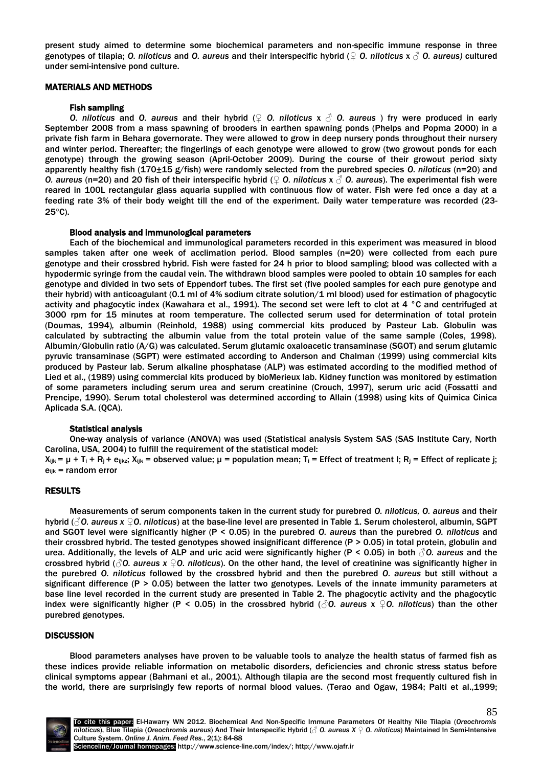present study aimed to determine some biochemical parameters and non-specific immune response in three genotypes of tilapia; *O. niloticus* and *O. aureus* and their interspecific hybrid (♀ *O. niloticus* x ♂ *O. aureus)* cultured under semi-intensive pond culture.

## MATERIALS AND METHODS

### Fish sampling

*O. niloticus* and *O. aureus* and their hybrid (♀ *O. niloticus* x ♂ *O. aureus* ) fry were produced in early September 2008 from a mass spawning of brooders in earthen spawning ponds (Phelps and Popma 2000) in a private fish farm in Behara governorate. They were allowed to grow in deep nursery ponds throughout their nursery and winter period. Thereafter; the fingerlings of each genotype were allowed to grow (two growout ponds for each genotype) through the growing season (April-October 2009). During the course of their growout period sixty apparently healthy fish (170±15 g/fish) were randomly selected from the purebred species *O. niloticus* (n=20) and *O. aureus* (n=20) and 20 fish of their interspecific hybrid (♀ *O. niloticus* x ♂ *O. aureus*). The experimental fish were reared in 100L rectangular glass aquaria supplied with continuous flow of water. Fish were fed once a day at a feeding rate 3% of their body weight till the end of the experiment. Daily water temperature was recorded (23-25°C).

### Blood analysis and immunological parameters

Each of the biochemical and immunological parameters recorded in this experiment was measured in blood samples taken after one week of acclimation period. Blood samples (n=20) were collected from each pure genotype and their crossbred hybrid. Fish were fasted for 24 h prior to blood sampling; blood was collected with a hypodermic syringe from the caudal vein. The withdrawn blood samples were pooled to obtain 10 samples for each genotype and divided in two sets of Eppendorf tubes. The first set (five pooled samples for each pure genotype and their hybrid) with anticoagulant (0.1 ml of 4% sodium citrate solution/1 ml blood) used for estimation of phagocytic activity and phagocytic index (Kawahara et al., 1991). The second set were left to clot at 4 °C and centrifuged at 3000 rpm for 15 minutes at room temperature. The collected serum used for determination of total protein (Doumas, 1994), albumin (Reinhold, 1988) using commercial kits produced by Pasteur Lab. Globulin was calculated by subtracting the albumin value from the total protein value of the same sample (Coles, 1998). Albumin/Globulin ratio (A/G) was calculated. Serum glutamic oxaloacetic transaminase (SGOT) and serum glutamic pyruvic transaminase (SGPT) were estimated according to Anderson and Chalman (1999) using commercial kits produced by Pasteur lab. Serum alkaline phosphatase (ALP) was estimated according to the modified method of Lied et al., (1989) using commercial kits produced by bioMerieux lab. Kidney function was monitored by estimation of some parameters including serum urea and serum creatinine (Crouch, 1997), serum uric acid (Fossatti and Prencipe, 1990). Serum total cholesterol was determined according to Allain (1998) using kits of Quimica Cinica Aplicada S.A. (QCA).

### Statistical analysis

One-way analysis of variance (ANOVA) was used (Statistical analysis System SAS (SAS Institute Cary, North Carolina, USA, 2004) to fulfill the requirement of the statistical model:

$X_{ijk} = \mu + T_i + R_j + e_{ijkz}$; $X_{ijk}$ = observed value; $\mu$ = population mean; $T_i$ = Effect of treatment I; $R_j$ = Effect of replicate j; $e_{ijk}$ = random error

## RESULTS

Measurements of serum components taken in the current study for purebred *O. niloticus, O. aureus* and their hybrid (♂*O. aureus x* ♀*O. niloticus*) at the base-line level are presented in Table 1. Serum cholesterol, albumin, SGPT and SGOT level were significantly higher ($P < 0.05$) in the purebred *O. aureus* than the purebred *O. niloticus* and their crossbred hybrid. The tested genotypes showed insignificant difference ($P > 0.05$) in total protein, globulin and urea. Additionally, the levels of ALP and uric acid were significantly higher ($P < 0.05$) in both ♂*O. aureus* and the crossbred hybrid (♂*O. aureus x* ♀*O. niloticus*). On the other hand, the level of creatinine was significantly higher in the purebred *O. niloticus* followed by the crossbred hybrid and then the purebred *O. aureus* but still without a significant difference ($P > 0.05$) between the latter two genotypes. Levels of the innate immunity parameters at base line level recorded in the current study are presented in Table 2. The phagocytic activity and the phagocytic index were significantly higher ($P < 0.05$) in the crossbred hybrid (♂*O. aureus* x ♀*O. niloticus*) than the other purebred genotypes.

## DISCUSSION

Blood parameters analyses have proven to be valuable tools to analyze the health status of farmed fish as these indices provide reliable information on metabolic disorders, deficiencies and chronic stress status before clinical symptoms appear (Bahmani et al., 2001). Although tilapia are the second most frequently cultured fish in the world, there are surprisingly few reports of normal blood values. (Terao and Ogaw, 1984; Palti et al.,1999;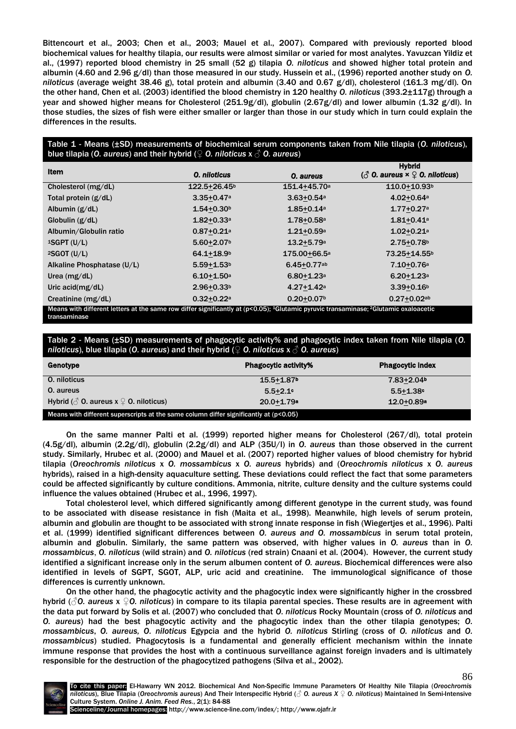Bittencourt et al., 2003; Chen et al., 2003; Mauel et al., 2007). Compared with previously reported blood biochemical values for healthy tilapia, our results were almost similar or varied for most analytes. Yavuzcan Yildiz et al., (1997) reported blood chemistry in 25 small (52 g) tilapia *O. niloticus* and showed higher total protein and albumin (4.60 and 2.96 g/dl) than those measured in our study. Hussein et al., (1996) reported another study on *O. niloticus* (average weight 38.46 g), total protein and albumin (3.40 and 0.67 g/dl), cholesterol (161.3 mg/dl). On the other hand, Chen et al. (2003) identified the blood chemistry in 120 healthy *O. niloticus* (393.2±117g) through a year and showed higher means for Cholesterol (251.9g/dl), globulin (2.67g/dl) and lower albumin (1.32 g/dl). In those studies, the sizes of fish were either smaller or larger than those in our study which in turn could explain the differences in the results.

**Table 1** - Means (±SD) measurements of biochemical serum components taken from Nile tilapia (*O. niloticus*), blue tilapia (*O. aureus*) and their hybrid (♀ *O. niloticus* x ♂ *O. aureus*)

| Item | *O. niloticus* | *O. aureus* | Hybrid (♂ *O. aureus* × ♀ *O. niloticus*) |
|---|---|---|---|
| Cholesterol (mg/dL) | 122.5±26.45[b] | 151.4±45.70[a] | 110.0±10.93[b] |
| Total protein (g/dL) | 3.35±0.47[a] | 3.63±0.54[a] | 4.02±0.64[a] |
| Albumin (g/dL) | 1.54±0.30[b] | 1.85±0.14[a] | 1.77±0.27[a] |
| Globulin (g/dL) | 1.82±0.33[a] | 1.78±0.58[a] | 1.81±0.41[a] |
| Albumin/Globulin ratio | 0.87±0.21[a] | 1.21±0.59[a] | 1.02±0.21[a] |
| [1]SGPT (U/L) | 5.60±2.07[b] | 13.2±5.79[a] | 2.75±0.78[b] |
| [2]SGOT (U/L) | 64.1±18.9[b] | 175.00±66.5[a] | 73.25±14.55[b] |
| Alkaline Phosphatase (U/L) | 5.59±1.53[b] | 6.45±0.77[ab] | 7.10±0.76[a] |
| Urea (mg/dL) | 6.10±1.50[a] | 6.80±1.23[a] | 6.20±1.23[a] |
| Uric acid(mg/dL) | 2.96±0.33[b] | 4.27±1.42[a] | 3.39±0.16[b] |
| Creatinine (mg/dL) | 0.32±0.22[a] | 0.20±0.07[b] | 0.27±0.02[ab] |

Means with different letters at the same row differ significantly at ($p<0.05$); [1]Glutamic pyruvic transaminase; [2]Glutamic oxaloacetic transaminase

**Table 2** - Means (±SD) measurements of phagocytic activity% and phagocytic index taken from Nile tilapia (*O. niloticus*), blue tilapia (*O. aureus*) and their hybrid (♀ *O. niloticus* x ♂ *O. aureus*)

| Genotype | Phagocytic activity% | Phagocytic index |
|---|---|---|
| O. niloticus | 15.5±1.87[b] | 7.83±2.04[b] |
| O. aureus | 5.5±2.1[c] | 5.5±1.38[c] |
| Hybrid (♂ O. aureus x ♀ O. niloticus) | 20.0±1.79[a] | 12.0±0.89[a] |

Means with different superscripts at the same column differ significantly at ($p<0.05$)

On the same manner Palti et al. (1999) reported higher means for Cholesterol (267/dl), total protein (4.5g/dl), albumin (2.2g/dl), globulin (2.2g/dl) and ALP (35U/l) in *O. aureus* than those observed in the current study. Similarly, Hrubec et al. (2000) and Mauel et al. (2007) reported higher values of blood chemistry for hybrid tilapia (*Oreochromis niloticus* x *O. mossambicus* x *O. aureus* hybrids) and (*Oreochromis niloticus* x *O. aureus* hybrids), raised in a high-density aquaculture setting. These deviations could reflect the fact that some parameters could be affected significantly by culture conditions. Ammonia, nitrite, culture density and the culture systems could influence the values obtained (Hrubec et al., 1996, 1997).

Total cholesterol level, which differed significantly among different genotype in the current study, was found to be associated with disease resistance in fish (Maita et al., 1998). Meanwhile, high levels of serum protein, albumin and globulin are thought to be associated with strong innate response in fish (Wiegertjes et al., 1996). Palti et al. (1999) identified significant differences between *O. aureus and O. mossambicus* in serum total protein, albumin and globulin. Similarly, the same pattern was observed, with higher values in *O. aureus* than in *O. mossambicus*, *O. niloticus* (wild strain) and *O. niloticus* (red strain) Cnaani et al. (2004). However, the current study identified a significant increase only in the serum albumen content of *O. aureus*. Biochemical differences were also identified in levels of SGPT, SGOT, ALP, uric acid and creatinine. The immunological significance of those differences is currently unknown.

On the other hand, the phagocytic activity and the phagocytic index were significantly higher in the crossbred hybrid (♂*O. aureus* x ♀*O. niloticus*) in compare to its tilapia parental species. These results are in agreement with the data put forward by Solis et al. (2007) who concluded that *O. niloticus* Rocky Mountain (cross of *O. niloticus* and *O. aureus*) had the best phagocytic activity and the phagocytic index than the other tilapia genotypes; *O. mossambicus*, *O. aureus, O. niloticus* Egypcia and the hybrid *O. niloticus* Stirling (cross of *O. niloticus* and *O. mossambicus*) studied. Phagocytosis is a fundamental and generally efficient mechanism within the innate immune response that provides the host with a continuous surveillance against foreign invaders and is ultimately responsible for the destruction of the phagocytized pathogens (Silva et al., 2002).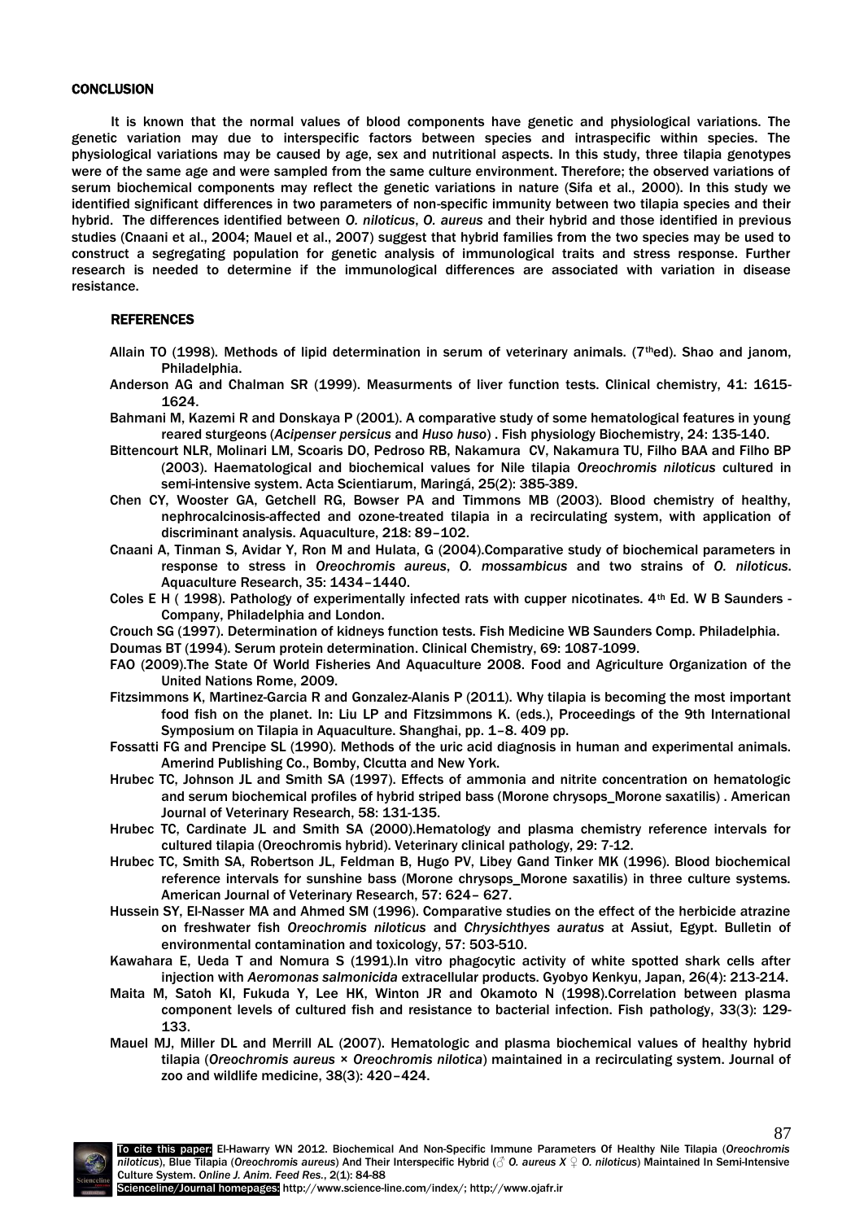## CONCLUSION

It is known that the normal values of blood components have genetic and physiological variations. The genetic variation may due to interspecific factors between species and intraspecific within species. The physiological variations may be caused by age, sex and nutritional aspects. In this study, three tilapia genotypes were of the same age and were sampled from the same culture environment. Therefore; the observed variations of serum biochemical components may reflect the genetic variations in nature (Sifa et al., 2000). In this study we identified significant differences in two parameters of non-specific immunity between two tilapia species and their hybrid. The differences identified between *O. niloticus*, *O. aureus* and their hybrid and those identified in previous studies (Cnaani et al., 2004; Mauel et al., 2007) suggest that hybrid families from the two species may be used to construct a segregating population for genetic analysis of immunological traits and stress response. Further research is needed to determine if the immunological differences are associated with variation in disease resistance.

## REFERENCES

Allain TO (1998). Methods of lipid determination in serum of veterinary animals. (7thed). Shao and janom, Philadelphia.

Anderson AG and Chalman SR (1999). Measurments of liver function tests. Clinical chemistry, 41: 1615-1624.

Bahmani M, Kazemi R and Donskaya P (2001). A comparative study of some hematological features in young reared sturgeons (*Acipenser persicus* and *Huso huso*) . Fish physiology Biochemistry, 24: 135-140.

Bittencourt NLR, Molinari LM, Scoaris DO, Pedroso RB, Nakamura CV, Nakamura TU, Filho BAA and Filho BP (2003). Haematological and biochemical values for Nile tilapia *Oreochromis niloticus* cultured in semi-intensive system. Acta Scientiarum, Maringá, 25(2): 385-389.

Chen CY, Wooster GA, Getchell RG, Bowser PA and Timmons MB (2003). Blood chemistry of healthy, nephrocalcinosis-affected and ozone-treated tilapia in a recirculating system, with application of discriminant analysis. Aquaculture, 218: 89–102.

Cnaani A, Tinman S, Avidar Y, Ron M and Hulata, G (2004).Comparative study of biochemical parameters in response to stress in *Oreochromis aureus*, *O. mossambicus* and two strains of *O. niloticus*. Aquaculture Research, 35: 1434–1440.

Coles E H ( 1998). Pathology of experimentally infected rats with cupper nicotinates. 4th Ed. W B Saunders - Company, Philadelphia and London.

Crouch SG (1997). Determination of kidneys function tests. Fish Medicine WB Saunders Comp. Philadelphia.

Doumas BT (1994). Serum protein determination. Clinical Chemistry, 69: 1087-1099.

FAO (2009).The State Of World Fisheries And Aquaculture 2008. Food and Agriculture Organization of the United Nations Rome, 2009.

Fitzsimmons K, Martinez-Garcia R and Gonzalez-Alanis P (2011). Why tilapia is becoming the most important food fish on the planet. In: Liu LP and Fitzsimmons K. (eds.), Proceedings of the 9th International Symposium on Tilapia in Aquaculture. Shanghai, pp. 1–8. 409 pp.

Fossatti FG and Prencipe SL (1990). Methods of the uric acid diagnosis in human and experimental animals. Amerind Publishing Co., Bomby, Clcutta and New York.

Hrubec TC, Johnson JL and Smith SA (1997). Effects of ammonia and nitrite concentration on hematologic and serum biochemical profiles of hybrid striped bass (Morone chrysops_Morone saxatilis) . American Journal of Veterinary Research, 58: 131-135.

Hrubec TC, Cardinate JL and Smith SA (2000).Hematology and plasma chemistry reference intervals for cultured tilapia (Oreochromis hybrid). Veterinary clinical pathology, 29: 7-12.

Hrubec TC, Smith SA, Robertson JL, Feldman B, Hugo PV, Libey Gand Tinker MK (1996). Blood biochemical reference intervals for sunshine bass (Morone chrysops_Morone saxatilis) in three culture systems. American Journal of Veterinary Research, 57: 624– 627.

Hussein SY, El-Nasser MA and Ahmed SM (1996). Comparative studies on the effect of the herbicide atrazine on freshwater fish *Oreochromis niloticus* and *Chrysichthyes auratus* at Assiut, Egypt. Bulletin of environmental contamination and toxicology, 57: 503-510.

Kawahara E, Ueda T and Nomura S (1991).In vitro phagocytic activity of white spotted shark cells after injection with *Aeromonas salmonicida* extracellular products. Gyobyo Kenkyu, Japan, 26(4): 213-214.

Maita M, Satoh KI, Fukuda Y, Lee HK, Winton JR and Okamoto N (1998).Correlation between plasma component levels of cultured fish and resistance to bacterial infection. Fish pathology, 33(3): 129-133.

Mauel MJ, Miller DL and Merrill AL (2007). Hematologic and plasma biochemical values of healthy hybrid tilapia (*Oreochromis aureus × Oreochromis nilotica*) maintained in a recirculating system. Journal of zoo and wildlife medicine, 38(3): 420–424.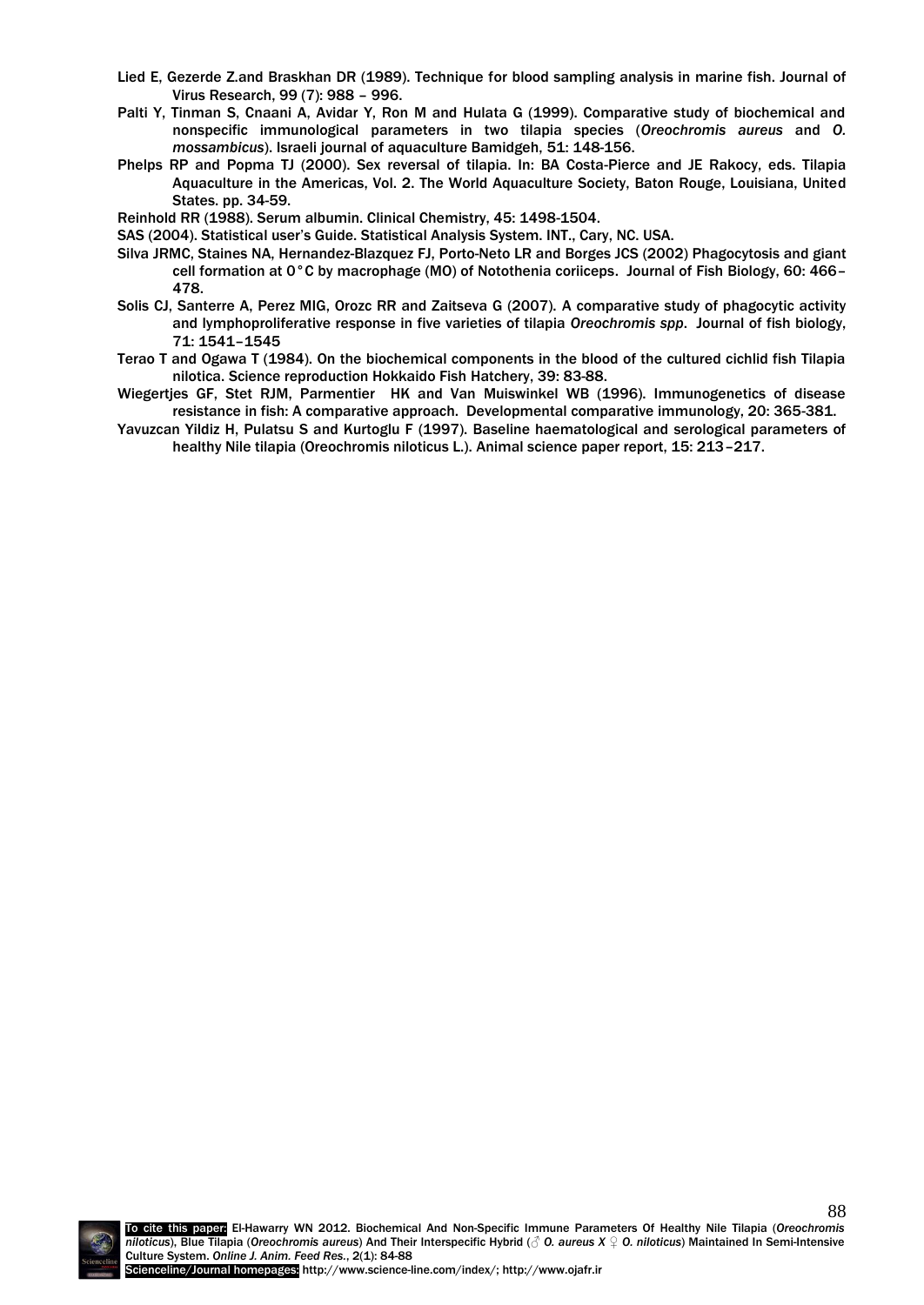Lied E, Gezerde Z.and Braskhan DR (1989). Technique for blood sampling analysis in marine fish. Journal of Virus Research, 99 (7): 988 – 996.

Palti Y, Tinman S, Cnaani A, Avidar Y, Ron M and Hulata G (1999). Comparative study of biochemical and nonspecific immunological parameters in two tilapia species (*Oreochromis aureus* and *O. mossambicus*). Israeli journal of aquaculture Bamidgeh, 51: 148-156.

Phelps RP and Popma TJ (2000). Sex reversal of tilapia. In: BA Costa-Pierce and JE Rakocy, eds. Tilapia Aquaculture in the Americas, Vol. 2. The World Aquaculture Society, Baton Rouge, Louisiana, United States. pp. 34-59.

Reinhold RR (1988). Serum albumin. Clinical Chemistry, 45: 1498-1504.

SAS (2004). Statistical user's Guide. Statistical Analysis System. INT., Cary, NC. USA.

Silva JRMC, Staines NA, Hernandez-Blazquez FJ, Porto-Neto LR and Borges JCS (2002) Phagocytosis and giant cell formation at 0°C by macrophage (MO) of Notothenia coriiceps. Journal of Fish Biology, 60: 466–478.

Solis CJ, Santerre A, Perez MIG, Orozc RR and Zaitseva G (2007). A comparative study of phagocytic activity and lymphoproliferative response in five varieties of tilapia *Oreochromis spp*. Journal of fish biology, 71: 1541–1545

Terao T and Ogawa T (1984). On the biochemical components in the blood of the cultured cichlid fish Tilapia nilotica. Science reproduction Hokkaido Fish Hatchery, 39: 83-88.

Wiegertjes GF, Stet RJM, Parmentier HK and Van Muiswinkel WB (1996). Immunogenetics of disease resistance in fish: A comparative approach. Developmental comparative immunology, 20: 365-381.

Yavuzcan Yildiz H, Pulatsu S and Kurtoglu F (1997). Baseline haematological and serological parameters of healthy Nile tilapia (Oreochromis niloticus L.). Animal science paper report, 15: 213–217.